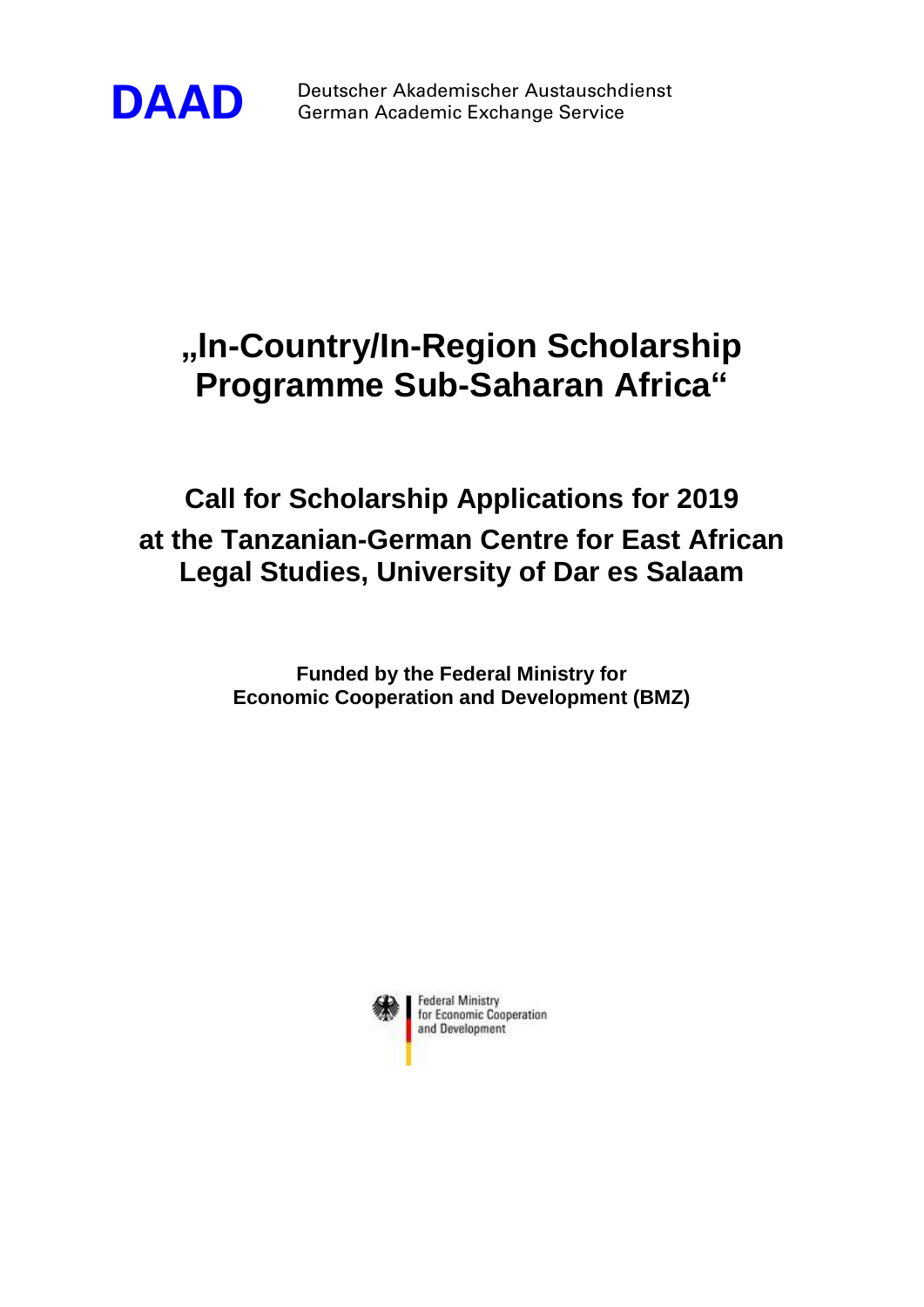**DAAD** Deutscher Akademischer Austauschdienst
German Academic Exchange Service

# „In-Country/In-Region Scholarship Programme Sub-Saharan Africa“

## Call for Scholarship Applications for 2019 at the Tanzanian-German Centre for East African Legal Studies, University of Dar es Salaam

**Funded by the Federal Ministry for Economic Cooperation and Development (BMZ)**

Federal Ministry
for Economic Cooperation
and Development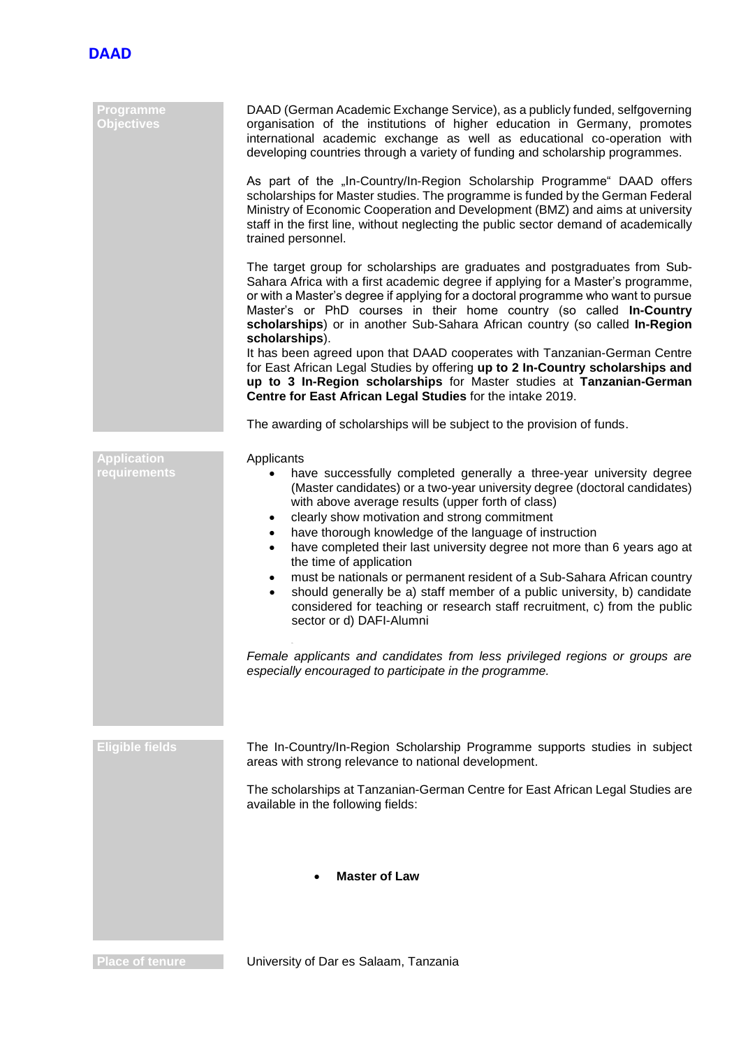## Programme Objectives

DAAD (German Academic Exchange Service), as a publicly funded, selfgoverning organisation of the institutions of higher education in Germany, promotes international academic exchange as well as educational co-operation with developing countries through a variety of funding and scholarship programmes.

As part of the „In-Country/In-Region Scholarship Programme“ DAAD offers scholarships for Master studies. The programme is funded by the German Federal Ministry of Economic Cooperation and Development (BMZ) and aims at university staff in the first line, without neglecting the public sector demand of academically trained personnel.

The target group for scholarships are graduates and postgraduates from Sub-Sahara Africa with a first academic degree if applying for a Master’s programme, or with a Master’s degree if applying for a doctoral programme who want to pursue Master’s or PhD courses in their home country (so called **In-Country scholarships**) or in another Sub-Sahara African country (so called **In-Region scholarships**).
It has been agreed upon that DAAD cooperates with Tanzanian-German Centre for East African Legal Studies by offering **up to 2 In-Country scholarships and up to 3 In-Region scholarships** for Master studies at **Tanzanian-German Centre for East African Legal Studies** for the intake 2019.

The awarding of scholarships will be subject to the provision of funds.

## Application requirements

Applicants

- have successfully completed generally a three-year university degree (Master candidates) or a two-year university degree (doctoral candidates) with above average results (upper forth of class)
- clearly show motivation and strong commitment
- have thorough knowledge of the language of instruction
- have completed their last university degree not more than 6 years ago at the time of application
- must be nationals or permanent resident of a Sub-Sahara African country
- should generally be a) staff member of a public university, b) candidate considered for teaching or research staff recruitment, c) from the public sector or d) DAFI-Alumni

*Female applicants and candidates from less privileged regions or groups are especially encouraged to participate in the programme.*

## Eligible fields

The In-Country/In-Region Scholarship Programme supports studies in subject areas with strong relevance to national development.

The scholarships at Tanzanian-German Centre for East African Legal Studies are available in the following fields:

- **Master of Law**

## Place of tenure

University of Dar es Salaam, Tanzania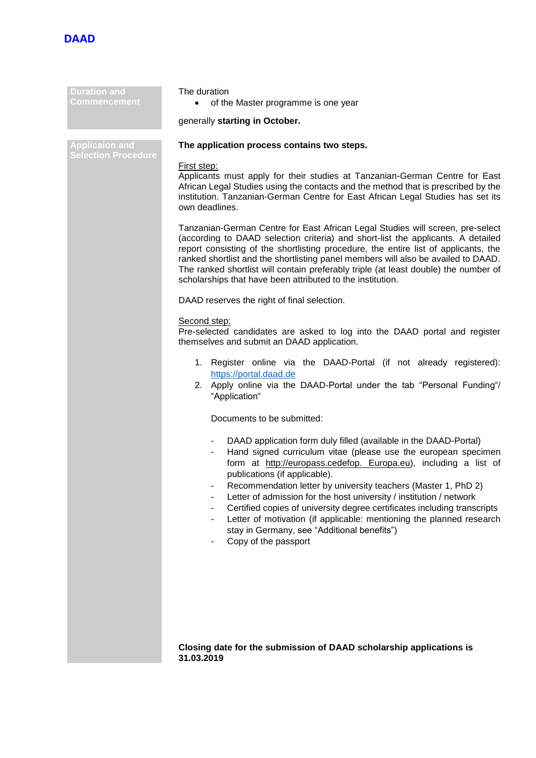**Duration and Commencement**

The duration

- of the Master programme is one year

generally **starting in October.**

**Applicaion and Selection Procedure**

**The application process contains two steps.**

First step:
Applicants must apply for their studies at Tanzanian-German Centre for East African Legal Studies using the contacts and the method that is prescribed by the institution. Tanzanian-German Centre for East African Legal Studies has set its own deadlines.

Tanzanian-German Centre for East African Legal Studies will screen, pre-select (according to DAAD selection criteria) and short-list the applicants. A detailed report consisting of the shortlisting procedure, the entire list of applicants, the ranked shortlist and the shortlisting panel members will also be availed to DAAD. The ranked shortlist will contain preferably triple (at least double) the number of scholarships that have been attributed to the institution.

DAAD reserves the right of final selection.

Second step:
Pre-selected candidates are asked to log into the DAAD portal and register themselves and submit an DAAD application.

1. Register online via the DAAD-Portal (if not already registered): https://portal.daad.de
2. Apply online via the DAAD-Portal under the tab “Personal Funding“/ “Application“

   Documents to be submitted:

   - DAAD application form duly filled (available in the DAAD-Portal)
   - Hand signed curriculum vitae (please use the european specimen form at http://europass.cedefop. Europa.eu), including a list of publications (if applicable).
   - Recommendation letter by university teachers (Master 1, PhD 2)
   - Letter of admission for the host university / institution / network
   - Certified copies of university degree certificates including transcripts
   - Letter of motivation (if applicable: mentioning the planned research stay in Germany, see “Additional benefits”)
   - Copy of the passport

**Closing date for the submission of DAAD scholarship applications is 31.03.2019**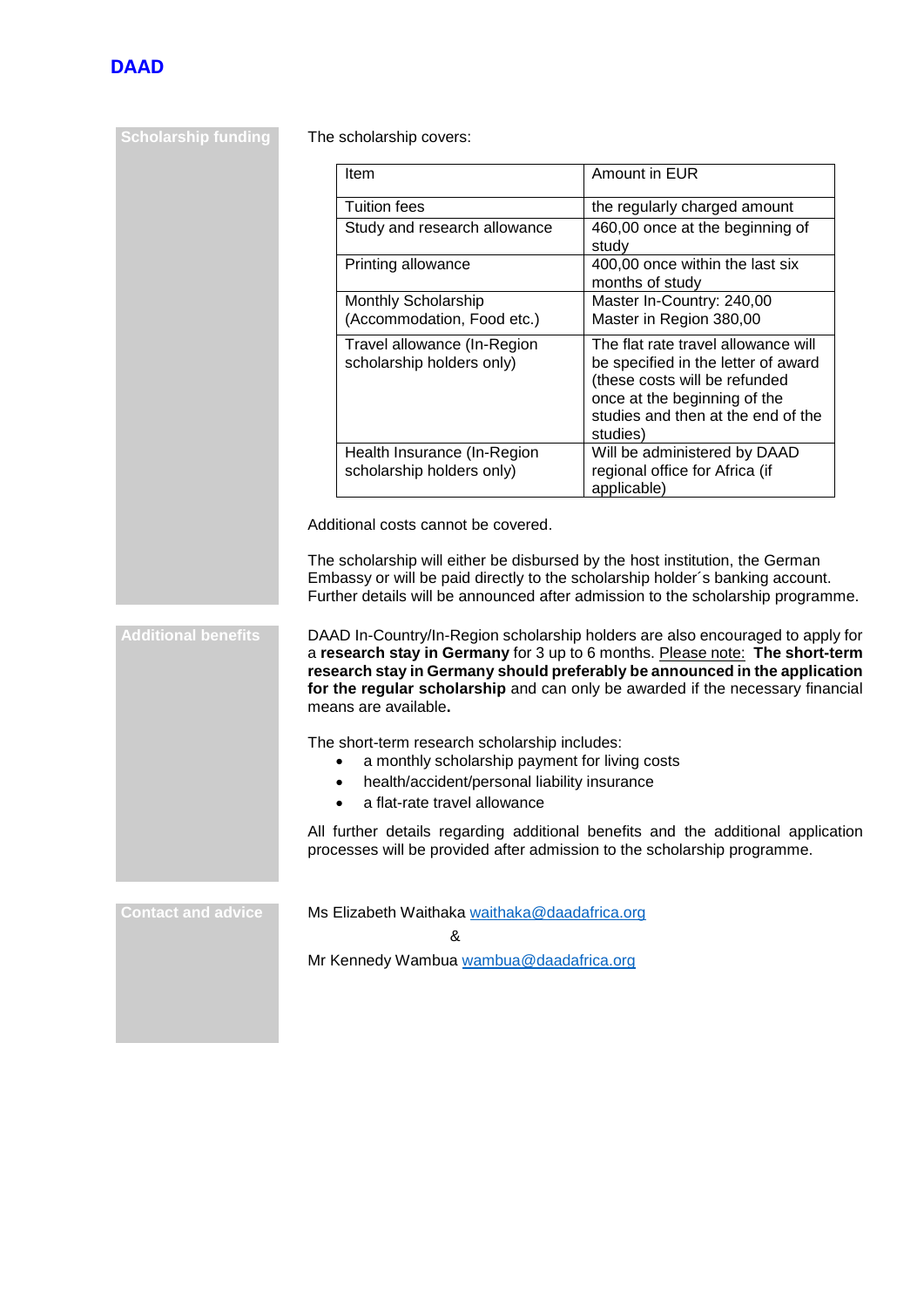DAAD

## Scholarship funding

The scholarship covers:

| Item | Amount in EUR |
|---|---|
| Tuition fees | the regularly charged amount |
| Study and research allowance | 460,00 once at the beginning of study |
| Printing allowance | 400,00 once within the last six months of study |
| Monthly Scholarship (Accommodation, Food etc.) | Master In-Country: 240,00<br>Master in Region 380,00 |
| Travel allowance (In-Region scholarship holders only) | The flat rate travel allowance will be specified in the letter of award (these costs will be refunded once at the beginning of the studies and then at the end of the studies) |
| Health Insurance (In-Region scholarship holders only) | Will be administered by DAAD regional office for Africa (if applicable) |

Additional costs cannot be covered.

The scholarship will either be disbursed by the host institution, the German Embassy or will be paid directly to the scholarship holder´s banking account. Further details will be announced after admission to the scholarship programme.

## Additional benefits

DAAD In-Country/In-Region scholarship holders are also encouraged to apply for a **research stay in Germany** for 3 up to 6 months. Please note: **The short-term research stay in Germany should preferably be announced in the application for the regular scholarship** and can only be awarded if the necessary financial means are available**.**

The short-term research scholarship includes:

- a monthly scholarship payment for living costs
- health/accident/personal liability insurance
- a flat-rate travel allowance

All further details regarding additional benefits and the additional application processes will be provided after admission to the scholarship programme.

## Contact and advice

Ms Elizabeth Waithaka waithaka@daadafrica.org

&

Mr Kennedy Wambua wambua@daadafrica.org